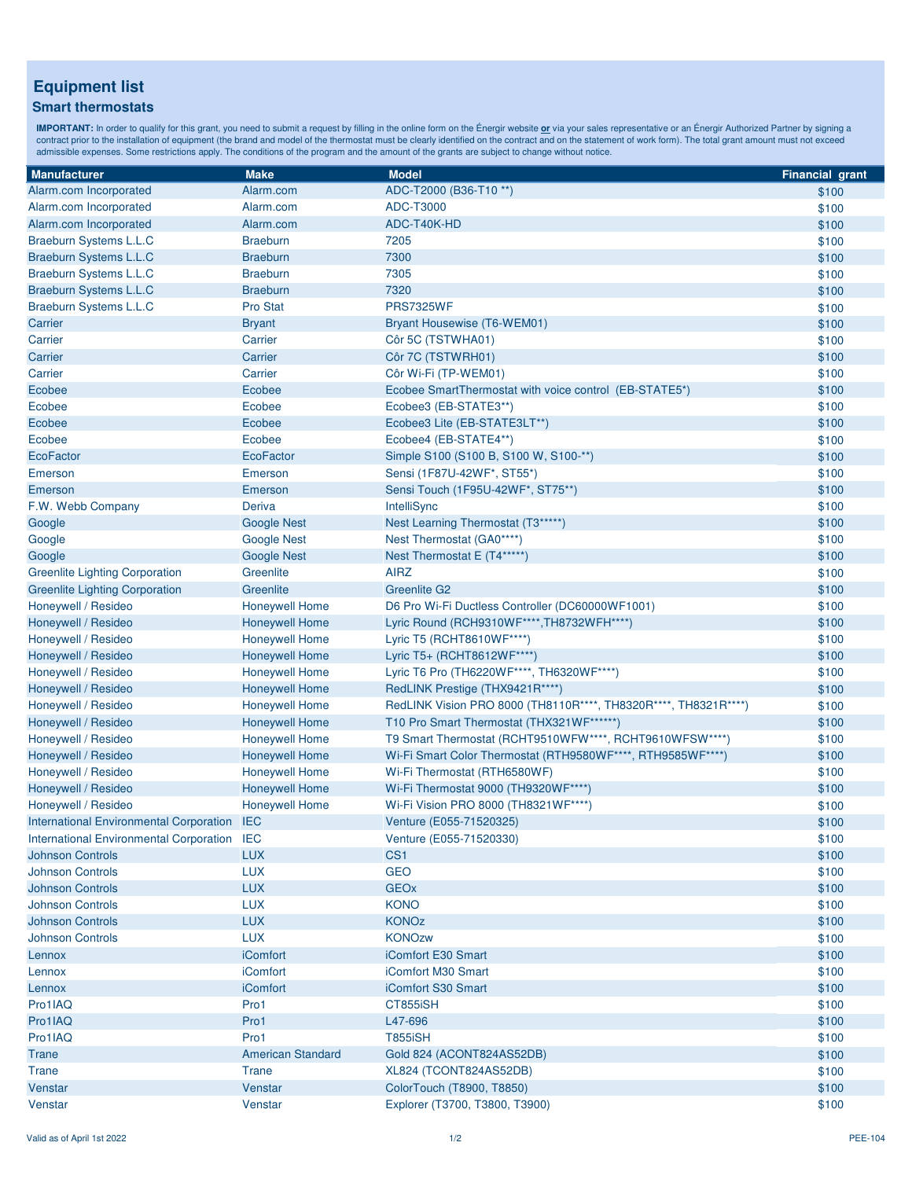# Equipment list

## Smart thermostats

**IMPORTANT:** In order to qualify for this grant, you need to submit a request by filling in the online form on the Énergir website **or** via your sales representative or an Énergir Authorized Partner by signing a contract prior to the installation of equipment (the brand and model of the thermostat must be clearly identified on the contract and on the statement of work form). The total grant amount must not exceed admissible expenses. Some restrictions apply. The conditions of the program and the amount of the grants are subject to change without notice.

| Manufacturer | Make | Model | Financial grant |
|---|---|---|---|
| Alarm.com Incorporated | Alarm.com | ADC-T2000 (B36-T10 **) | $100 |
| Alarm.com Incorporated | Alarm.com | ADC-T3000 | $100 |
| Alarm.com Incorporated | Alarm.com | ADC-T40K-HD | $100 |
| Braeburn Systems L.L.C | Braeburn | 7205 | $100 |
| Braeburn Systems L.L.C | Braeburn | 7300 | $100 |
| Braeburn Systems L.L.C | Braeburn | 7305 | $100 |
| Braeburn Systems L.L.C | Braeburn | 7320 | $100 |
| Braeburn Systems L.L.C | Pro Stat | PRS7325WF | $100 |
| Carrier | Bryant | Bryant Housewise (T6-WEM01) | $100 |
| Carrier | Carrier | Côr 5C (TSTWHA01) | $100 |
| Carrier | Carrier | Côr 7C (TSTWRH01) | $100 |
| Carrier | Carrier | Côr Wi-Fi (TP-WEM01) | $100 |
| Ecobee | Ecobee | Ecobee SmartThermostat with voice control (EB-STATE5*) | $100 |
| Ecobee | Ecobee | Ecobee3 (EB-STATE3**) | $100 |
| Ecobee | Ecobee | Ecobee3 Lite (EB-STATE3LT**) | $100 |
| Ecobee | Ecobee | Ecobee4 (EB-STATE4**) | $100 |
| EcoFactor | EcoFactor | Simple S100 (S100 B, S100 W, S100-**) | $100 |
| Emerson | Emerson | Sensi (1F87U-42WF*, ST55*) | $100 |
| Emerson | Emerson | Sensi Touch (1F95U-42WF*, ST75**) | $100 |
| F.W. Webb Company | Deriva | IntelliSync | $100 |
| Google | Google Nest | Nest Learning Thermostat (T3*****) | $100 |
| Google | Google Nest | Nest Thermostat (GA0****) | $100 |
| Google | Google Nest | Nest Thermostat E (T4*****) | $100 |
| Greenlite Lighting Corporation | Greenlite | AIRZ | $100 |
| Greenlite Lighting Corporation | Greenlite | Greenlite G2 | $100 |
| Honeywell / Resideo | Honeywell Home | D6 Pro Wi-Fi Ductless Controller (DC60000WF1001) | $100 |
| Honeywell / Resideo | Honeywell Home | Lyric Round (RCH9310WF****,TH8732WFH****) | $100 |
| Honeywell / Resideo | Honeywell Home | Lyric T5 (RCHT8610WF****) | $100 |
| Honeywell / Resideo | Honeywell Home | Lyric T5+ (RCHT8612WF****) | $100 |
| Honeywell / Resideo | Honeywell Home | Lyric T6 Pro (TH6220WF****, TH6320WF****) | $100 |
| Honeywell / Resideo | Honeywell Home | RedLINK Prestige (THX9421R****) | $100 |
| Honeywell / Resideo | Honeywell Home | RedLINK Vision PRO 8000 (TH8110R****, TH8320R****, TH8321R****) | $100 |
| Honeywell / Resideo | Honeywell Home | T10 Pro Smart Thermostat (THX321WF******) | $100 |
| Honeywell / Resideo | Honeywell Home | T9 Smart Thermostat (RCHT9510WFW****, RCHT9610WFSW****) | $100 |
| Honeywell / Resideo | Honeywell Home | Wi-Fi Smart Color Thermostat (RTH9580WF****, RTH9585WF****) | $100 |
| Honeywell / Resideo | Honeywell Home | Wi-Fi Thermostat (RTH6580WF) | $100 |
| Honeywell / Resideo | Honeywell Home | Wi-Fi Thermostat 9000 (TH9320WF****) | $100 |
| Honeywell / Resideo | Honeywell Home | Wi-Fi Vision PRO 8000 (TH8321WF****) | $100 |
| International Environmental Corporation | IEC | Venture (E055-71520325) | $100 |
| International Environmental Corporation | IEC | Venture (E055-71520330) | $100 |
| Johnson Controls | LUX | CS1 | $100 |
| Johnson Controls | LUX | GEO | $100 |
| Johnson Controls | LUX | GEOx | $100 |
| Johnson Controls | LUX | KONO | $100 |
| Johnson Controls | LUX | KONOz | $100 |
| Johnson Controls | LUX | KONOzw | $100 |
| Lennox | iComfort | iComfort E30 Smart | $100 |
| Lennox | iComfort | iComfort M30 Smart | $100 |
| Lennox | iComfort | iComfort S30 Smart | $100 |
| Pro1IAQ | Pro1 | CT855iSH | $100 |
| Pro1IAQ | Pro1 | L47-696 | $100 |
| Pro1IAQ | Pro1 | T855iSH | $100 |
| Trane | American Standard | Gold 824 (ACONT824AS52DB) | $100 |
| Trane | Trane | XL824 (TCONT824AS52DB) | $100 |
| Venstar | Venstar | ColorTouch (T8900, T8850) | $100 |
| Venstar | Venstar | Explorer (T3700, T3800, T3900) | $100 |

Valid as of April 1st 2022

PEE-104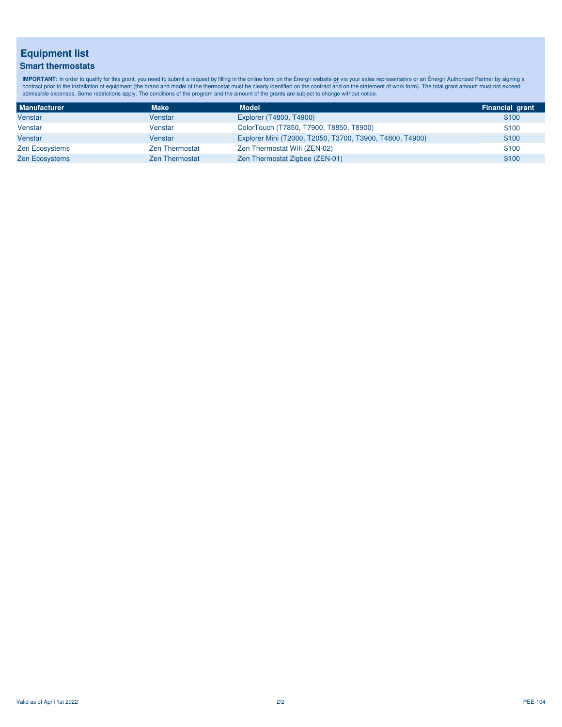# Equipment list

## Smart thermostats

**IMPORTANT:** In order to qualify for this grant, you need to submit a request by filling in the online form on the Énergir website **or** via your sales representative or an Énergir Authorized Partner by signing a contract prior to the installation of equipment (the brand and model of the thermostat must be clearly identified on the contract and on the statement of work form). The total grant amount must not exceed admissible expenses. Some restrictions apply. The conditions of the program and the amount of the grants are subject to change without notice.

| Manufacturer | Make | Model | Financial grant |
|---|---|---|---|
| Venstar | Venstar | Explorer (T4800, T4900) | $100 |
| Venstar | Venstar | ColorTouch (T7850, T7900, T8850, T8900) | $100 |
| Venstar | Venstar | Explorer Mini (T2000, T2050, T3700, T3900, T4800, T4900) | $100 |
| Zen Ecosystems | Zen Thermostat | Zen Thermostat Wifi (ZEN-02) | $100 |
| Zen Ecosystems | Zen Thermostat | Zen Thermostat Zigbee (ZEN-01) | $100 |

Valid as of April 1st 2022

PEE-104